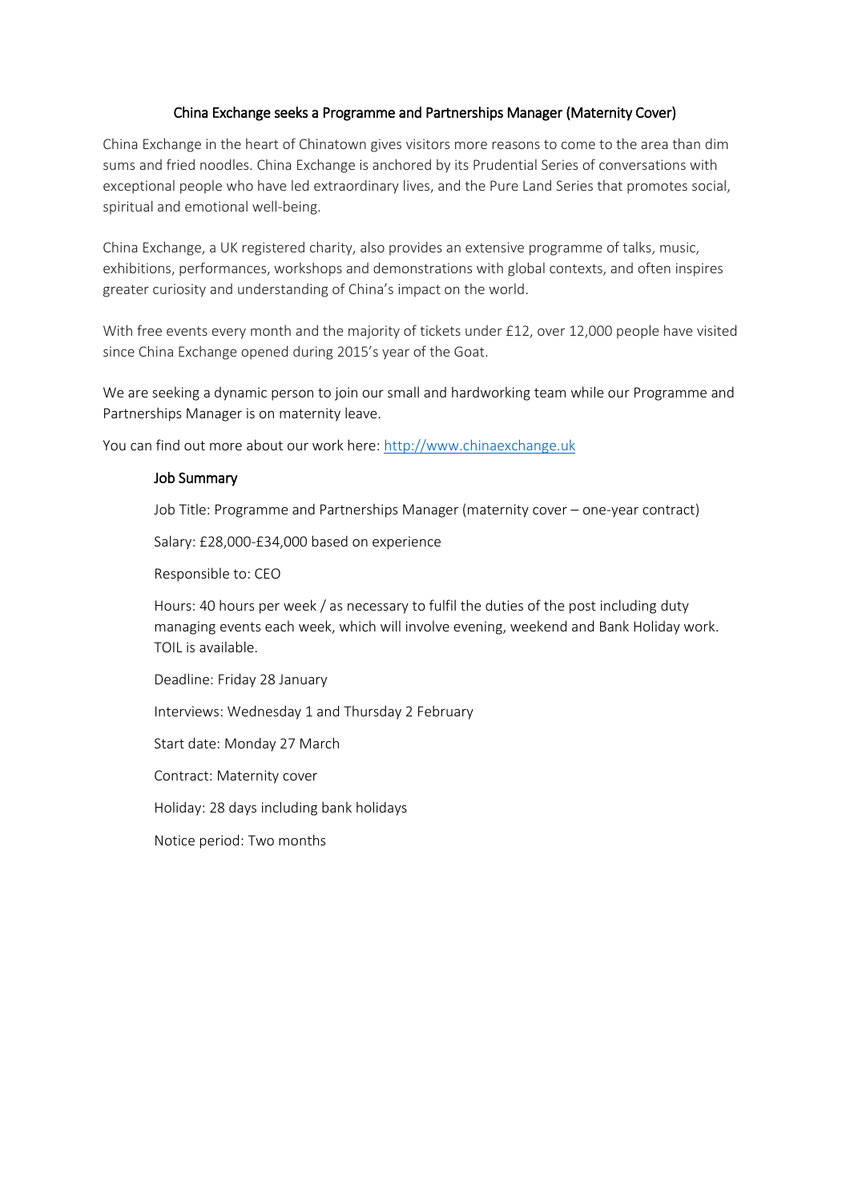# China Exchange seeks a Programme and Partnerships Manager (Maternity Cover)

China Exchange in the heart of Chinatown gives visitors more reasons to come to the area than dim sums and fried noodles. China Exchange is anchored by its Prudential Series of conversations with exceptional people who have led extraordinary lives, and the Pure Land Series that promotes social, spiritual and emotional well-being.

China Exchange, a UK registered charity, also provides an extensive programme of talks, music, exhibitions, performances, workshops and demonstrations with global contexts, and often inspires greater curiosity and understanding of China's impact on the world.

With free events every month and the majority of tickets under £12, over 12,000 people have visited since China Exchange opened during 2015's year of the Goat.

We are seeking a dynamic person to join our small and hardworking team while our Programme and Partnerships Manager is on maternity leave.

You can find out more about our work here: [http://www.chinaexchange.uk](http://www.chinaexchange.uk)

## Job Summary

Job Title: Programme and Partnerships Manager (maternity cover – one-year contract)

Salary: £28,000-£34,000 based on experience

Responsible to: CEO

Hours: 40 hours per week / as necessary to fulfil the duties of the post including duty managing events each week, which will involve evening, weekend and Bank Holiday work. TOIL is available.

Deadline: Friday 28 January

Interviews: Wednesday 1 and Thursday 2 February

Start date: Monday 27 March

Contract: Maternity cover

Holiday: 28 days including bank holidays

Notice period: Two months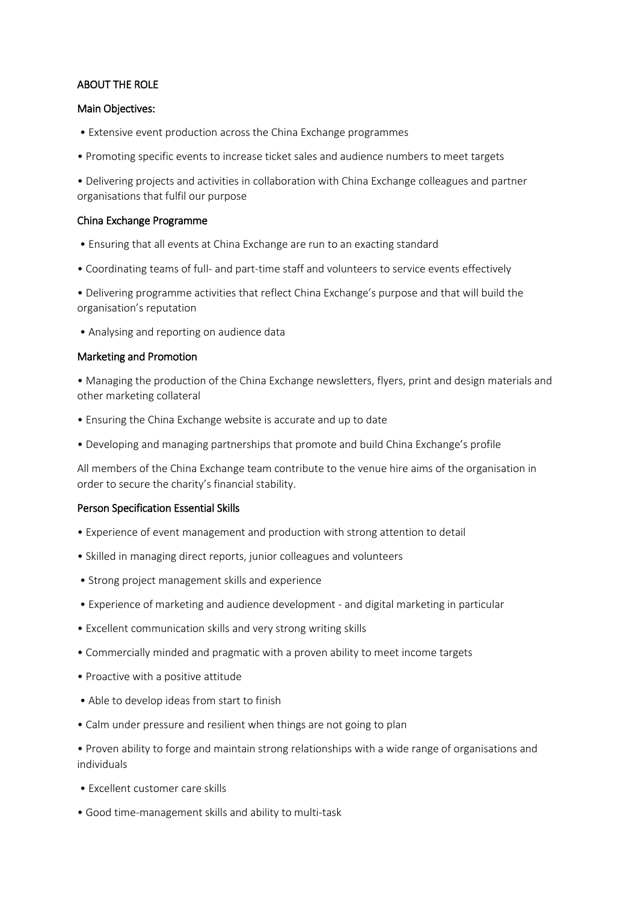## ABOUT THE ROLE

### Main Objectives:

- Extensive event production across the China Exchange programmes
- Promoting specific events to increase ticket sales and audience numbers to meet targets
- Delivering projects and activities in collaboration with China Exchange colleagues and partner organisations that fulfil our purpose

### China Exchange Programme

- Ensuring that all events at China Exchange are run to an exacting standard
- Coordinating teams of full- and part-time staff and volunteers to service events effectively
- Delivering programme activities that reflect China Exchange's purpose and that will build the organisation's reputation
- Analysing and reporting on audience data

### Marketing and Promotion

- Managing the production of the China Exchange newsletters, flyers, print and design materials and other marketing collateral
- Ensuring the China Exchange website is accurate and up to date
- Developing and managing partnerships that promote and build China Exchange's profile

All members of the China Exchange team contribute to the venue hire aims of the organisation in order to secure the charity's financial stability.

### Person Specification Essential Skills

- Experience of event management and production with strong attention to detail
- Skilled in managing direct reports, junior colleagues and volunteers
- Strong project management skills and experience
- Experience of marketing and audience development - and digital marketing in particular
- Excellent communication skills and very strong writing skills
- Commercially minded and pragmatic with a proven ability to meet income targets
- Proactive with a positive attitude
- Able to develop ideas from start to finish
- Calm under pressure and resilient when things are not going to plan
- Proven ability to forge and maintain strong relationships with a wide range of organisations and individuals
- Excellent customer care skills
- Good time-management skills and ability to multi-task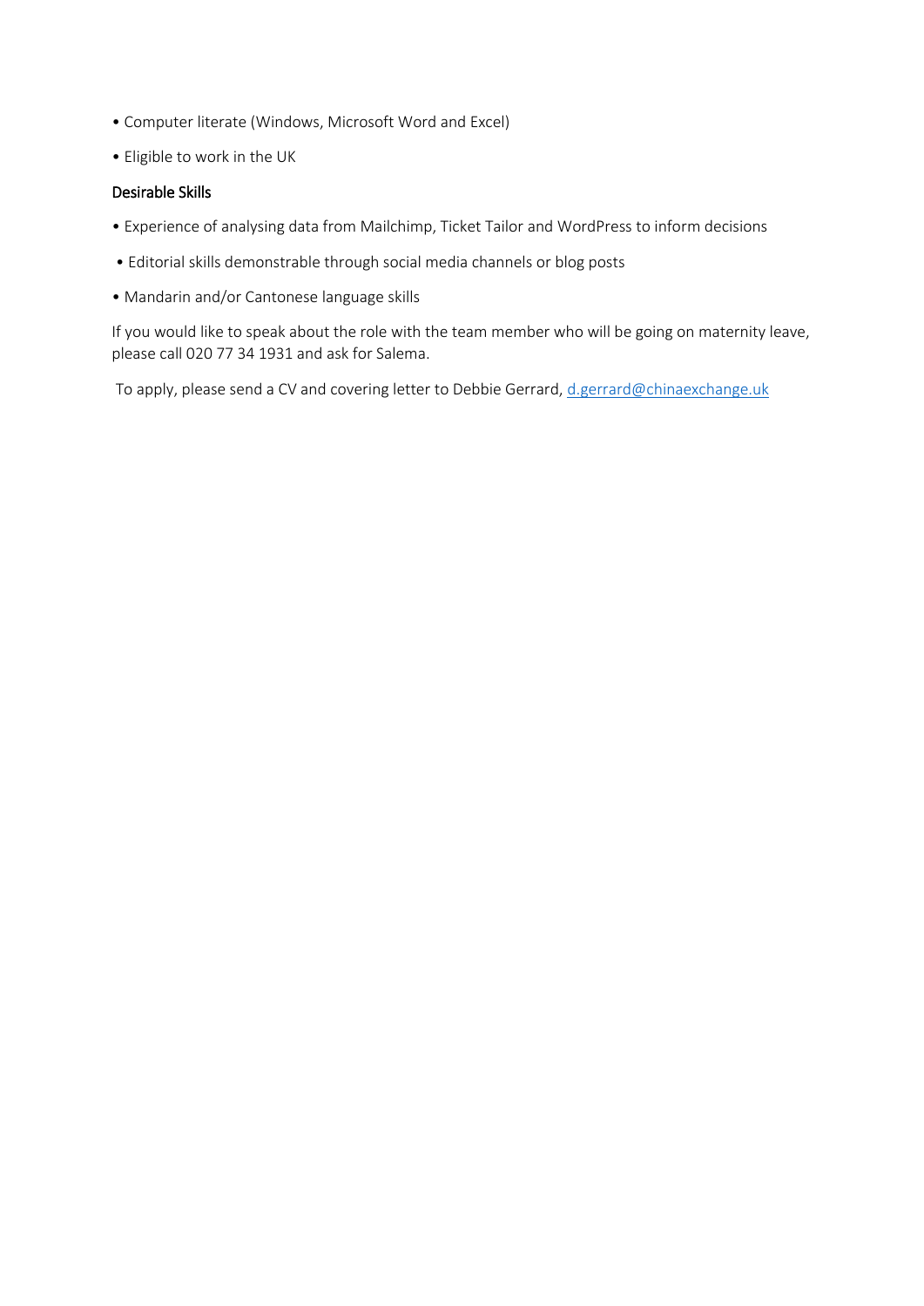- Computer literate (Windows, Microsoft Word and Excel)
- Eligible to work in the UK

### Desirable Skills

- Experience of analysing data from Mailchimp, Ticket Tailor and WordPress to inform decisions
- Editorial skills demonstrable through social media channels or blog posts
- Mandarin and/or Cantonese language skills

If you would like to speak about the role with the team member who will be going on maternity leave, please call 020 77 34 1931 and ask for Salema.

To apply, please send a CV and covering letter to Debbie Gerrard, d.gerrard@chinaexchange.uk